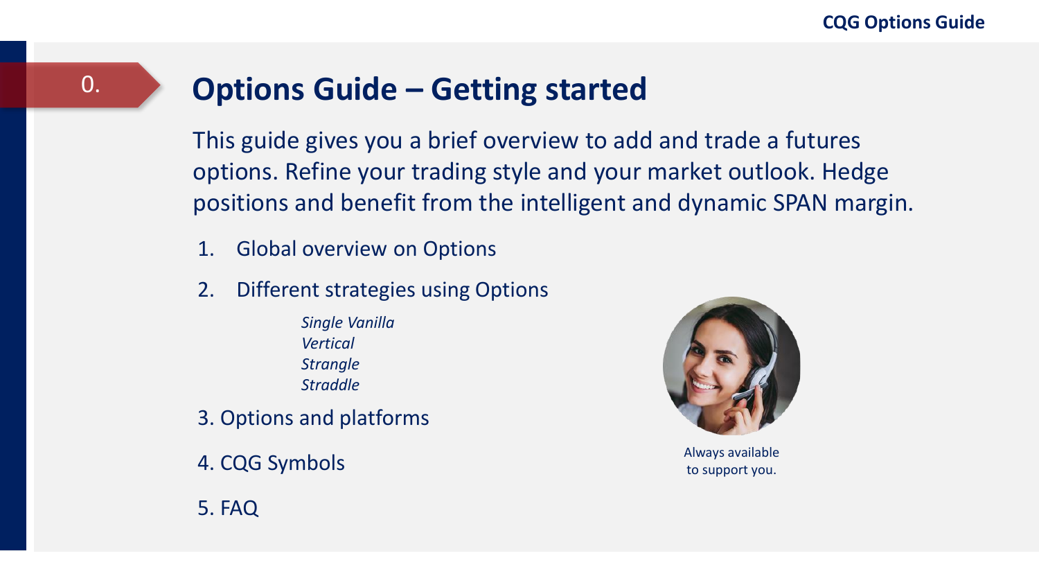0.

# Options Guide – Getting started

This guide gives you a brief overview to add and trade a futures options. Refine your trading style and your market outlook. Hedge positions and benefit from the intelligent and dynamic SPAN margin.

1. Global overview on Options
2. Different strategies using Options

   *Single Vanilla*
   *Vertical*
   *Strangle*
   *Straddle*

3. Options and platforms
4. CQG Symbols
5. FAQ

Always available to support you.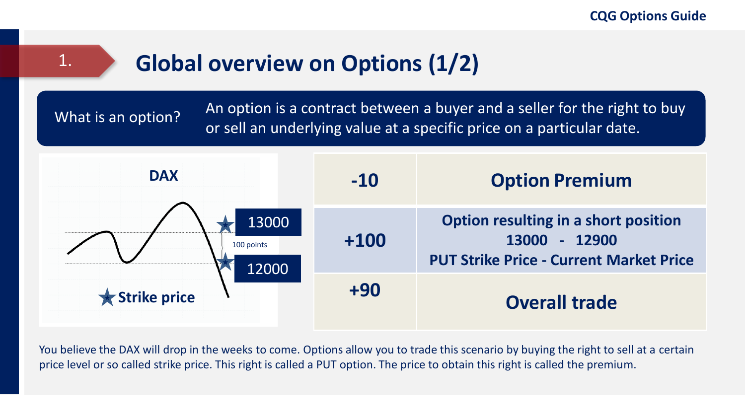# 1. Global overview on Options (1/2)

**What is an option?** An option is a contract between a buyer and a seller for the right to buy or sell an underlying value at a specific price on a particular date.

DAX

13000

100 points

12000

Strike price

| | |
|---|---|
| **-10** | **Option Premium** |
| **+100** | **Option resulting in a short position**<br>**13000 - 12900**<br>**PUT Strike Price - Current Market Price** |
| **+90** | **Overall trade** |

You believe the DAX will drop in the weeks to come. Options allow you to trade this scenario by buying the right to sell at a certain price level or so called strike price. This right is called a PUT option. The price to obtain this right is called the premium.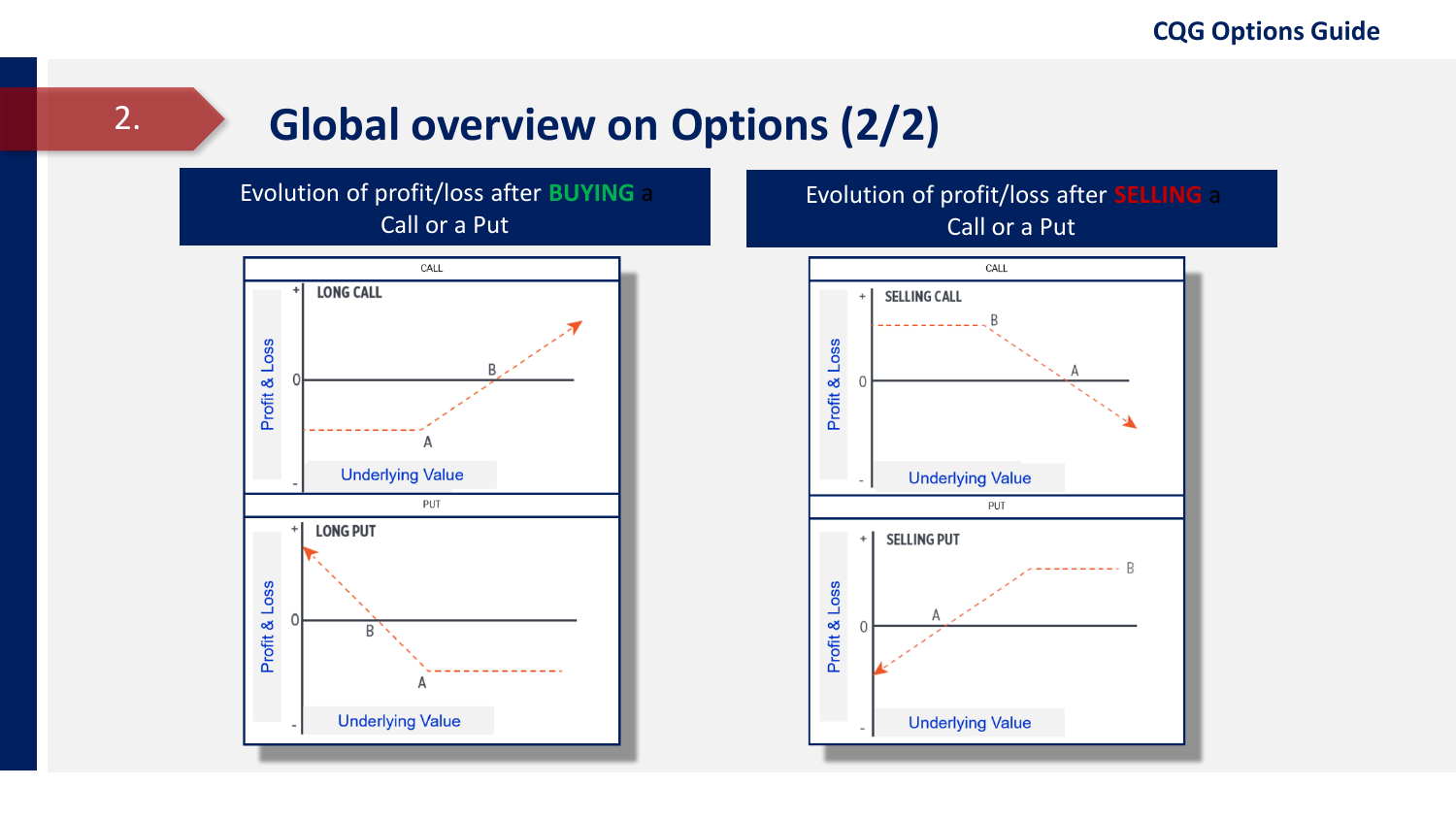# 2. Global overview on Options (2/2)

## Evolution of profit/loss after BUYING a Call or a Put

CALL

LONG CALL

Profit & Loss

+

0

-

B

A

Underlying Value

PUT

LONG PUT

Profit & Loss

+

0

-

B

A

Underlying Value

## Evolution of profit/loss after SELLING a Call or a Put

CALL

SELLING CALL

Profit & Loss

+

0

-

B

A

Underlying Value

PUT

SELLING PUT

Profit & Loss

+

0

-

B

A

Underlying Value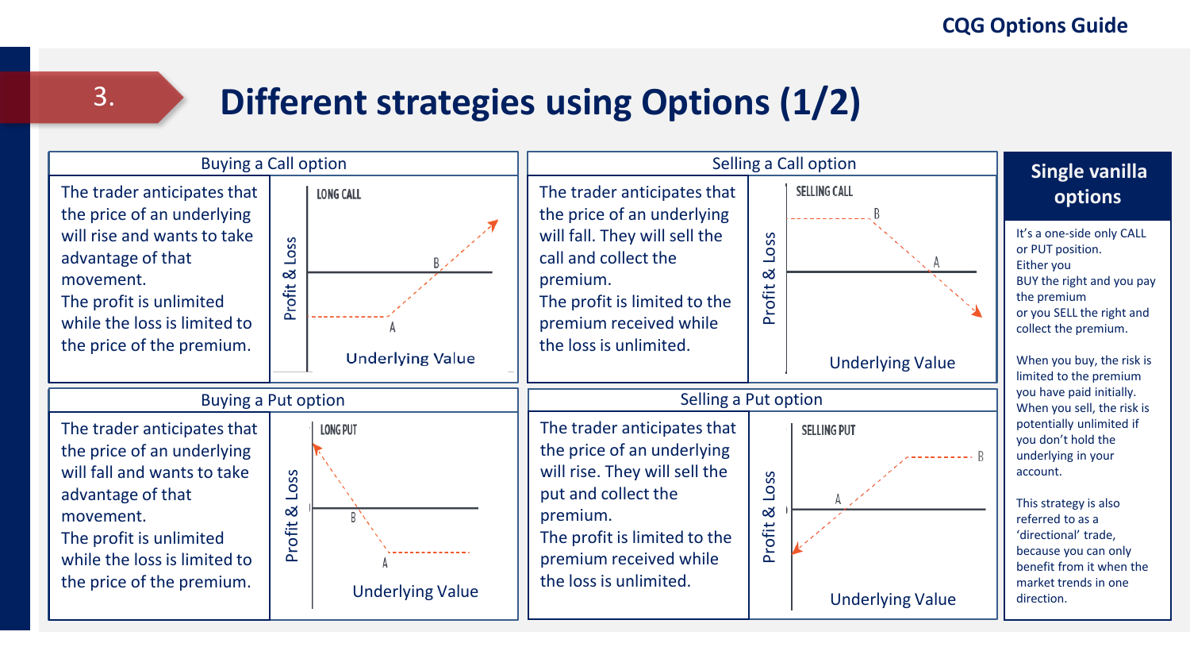# 3. Different strategies using Options (1/2)

## Buying a Call option

The trader anticipates that the price of an underlying will rise and wants to take advantage of that movement.
The profit is unlimited while the loss is limited to the price of the premium.

LONG CALL
Profit & Loss
B
A
Underlying Value

## Selling a Call option

The trader anticipates that the price of an underlying will fall. They will sell the call and collect the premium.
The profit is limited to the premium received while the loss is unlimited.

SELLING CALL
Profit & Loss
B
A
Underlying Value

## Buying a Put option

The trader anticipates that the price of an underlying will fall and wants to take advantage of that movement.
The profit is unlimited while the loss is limited to the price of the premium.

LONG PUT
Profit & Loss
B
A
Underlying Value

## Selling a Put option

The trader anticipates that the price of an underlying will rise. They will sell the put and collect the premium.
The profit is limited to the premium received while the loss is unlimited.

SELLING PUT
Profit & Loss
B
A
Underlying Value

## Single vanilla options

It's a one-side only CALL or PUT position.
Either you
BUY the right and you pay the premium
or you SELL the right and collect the premium.

When you buy, the risk is limited to the premium you have paid initially.
When you sell, the risk is potentially unlimited if you don't hold the underlying in your account.

This strategy is also referred to as a 'directional' trade, because you can only benefit from it when the market trends in one direction.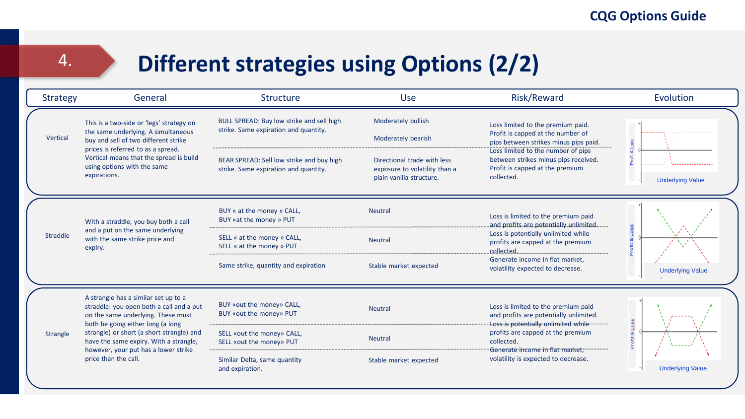# 4. Different strategies using Options (2/2)

| Strategy | General | Structure | Use | Risk/Reward | Evolution |
|---|---|---|---|---|---|
| Vertical | This is a two-side or 'legs' strategy on the same underlying. A simultaneous buy and sell of two different strike prices is referred to as a spread. Vertical means that the spread is build using options with the same expirations. | BULL SPREAD: Buy low strike and sell high strike. Same expiration and quantity. | Moderately bullish | Loss limited to the premium paid. Profit is capped at the number of pips between strikes minus pips paid. | Profit & Loss, Underlying Value |
| | | BEAR SPREAD: Sell low strike and buy high strike. Same expiration and quantity. | Moderately bearish<br>Directional trade with less exposure to volatility than a plain vanilla structure. | Loss limited to the number of pips between strikes minus pips received. Profit is capped at the premium collected. | |
| Straddle | With a straddle, you buy both a call and a put on the same underlying with the same strike price and expiry. | BUY « at the money » CALL, BUY «at the money » PUT | Neutral | Loss is limited to the premium paid and profits are potentially unlimited. | Profit & Loss, Underlying Value |
| | | SELL « at the money » CALL, SELL « at the money » PUT | Neutral | Loss is potentially unlimited while profits are capped at the premium collected. | |
| | | Same strike, quantity and expiration | Stable market expected | Generate income in flat market, volatility expected to decrease. | |
| Strangle | A strangle has a similar set up to a straddle: you open both a call and a put on the same underlying. These must both be going either long (a long strangle) or short (a short strangle) and have the same expiry. With a strangle, however, your put has a lower strike price than the call. | BUY «out the money» CALL, BUY «out the money» PUT | Neutral | Loss is limited to the premium paid and profits are potentially unlimited. | Profit & Loss, Underlying Value |
| | | SELL «out the money» CALL, SELL «out the money» PUT | Neutral | Loss is potentially unlimited while profits are capped at the premium collected. | |
| | | Similar Delta, same quantity and expiration. | Stable market expected | Generate income in flat market, volatility is expected to decrease. | |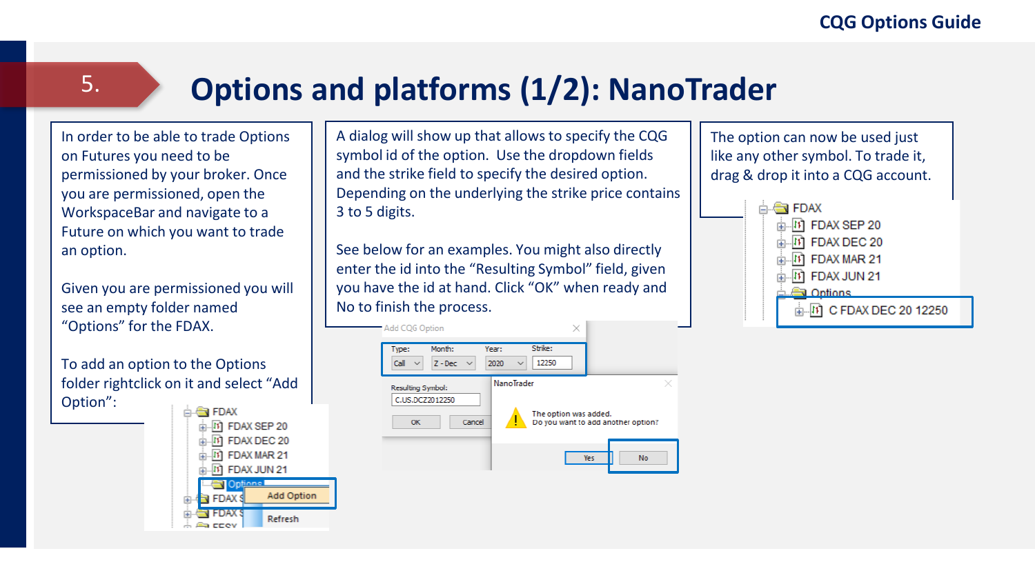# 5. Options and platforms (1/2): NanoTrader

In order to be able to trade Options on Futures you need to be permissioned by your broker. Once you are permissioned, open the WorkspaceBar and navigate to a Future on which you want to trade an option.

Given you are permissioned you will see an empty folder named "Options" for the FDAX.

To add an option to the Options folder rightclick on it and select "Add Option":

FDAX
FDAX SEP 20
FDAX DEC 20
FDAX MAR 21
FDAX JUN 21
Options
Add Option
Refresh

A dialog will show up that allows to specify the CQG symbol id of the option. Use the dropdown fields and the strike field to specify the desired option. Depending on the underlying the strike price contains 3 to 5 digits.

See below for an examples. You might also directly enter the id into the "Resulting Symbol" field, given you have the id at hand. Click "OK" when ready and No to finish the process.

Add CQG Option
Type: Call
Month: Z - Dec
Year: 2020
Strike: 12250
Resulting Symbol: C.US.DCZ2012250
OK
Cancel

NanoTrader
The option was added.
Do you want to add another option?
Yes
No

The option can now be used just like any other symbol. To trade it, drag & drop it into a CQG account.

FDAX
FDAX SEP 20
FDAX DEC 20
FDAX MAR 21
FDAX JUN 21
Options
C FDAX DEC 20 12250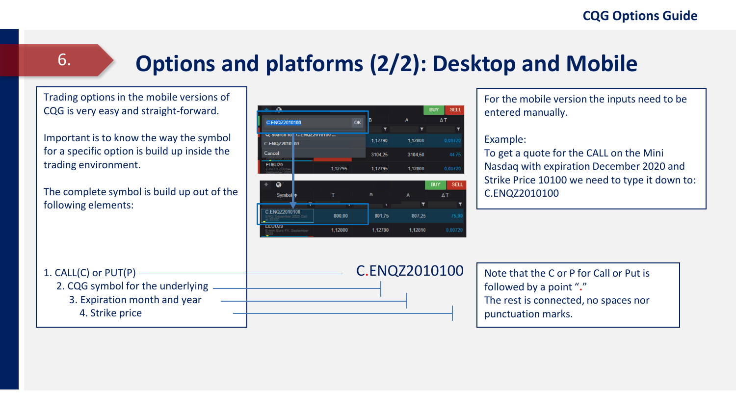# 6. Options and platforms (2/2): Desktop and Mobile

Trading options in the mobile versions of CQG is very easy and straight-forward.

Important is to know the way the symbol for a specific option is build up inside the trading environment.

The complete symbol is build up out of the following elements:

1. CALL(C) or PUT(P)
2. CQG symbol for the underlying
3. Expiration month and year
4. Strike price

C.ENQZ2010100

For the mobile version the inputs need to be entered manually.

Example:
To get a quote for the CALL on the Mini Nasdaq with expiration December 2020 and Strike Price 10100 we need to type it down to: C.ENQZ2010100

Note that the C or P for Call or Put is followed by a point “.”
The rest is connected, no spaces nor punctuation marks.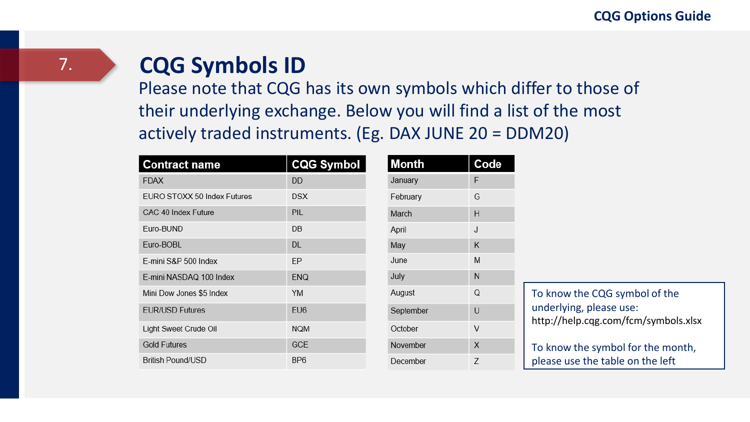# 7. CQG Symbols ID

Please note that CQG has its own symbols which differ to those of their underlying exchange. Below you will find a list of the most actively traded instruments. (Eg. DAX JUNE 20 = DDM20)

| Contract name | CQG Symbol |
| --- | --- |
| FDAX | DD |
| EURO STOXX 50 Index Futures | DSX |
| CAC 40 Index Future | PIL |
| Euro-BUND | DB |
| Euro-BOBL | DL |
| E-mini S&P 500 Index | EP |
| E-mini NASDAQ 100 Index | ENQ |
| Mini Dow Jones $5 Index | YM |
| EUR/USD Futures | EU6 |
| Light Sweet Crude Oil | NQM |
| Gold Futures | GCE |
| British Pound/USD | BP6 |

| Month | Code |
| --- | --- |
| January | F |
| February | G |
| March | H |
| April | J |
| May | K |
| June | M |
| July | N |
| August | Q |
| September | U |
| October | V |
| November | X |
| December | Z |

To know the CQG symbol of the underlying, please use: http://help.cqg.com/fcm/symbols.xlsx

To know the symbol for the month, please use the table on the left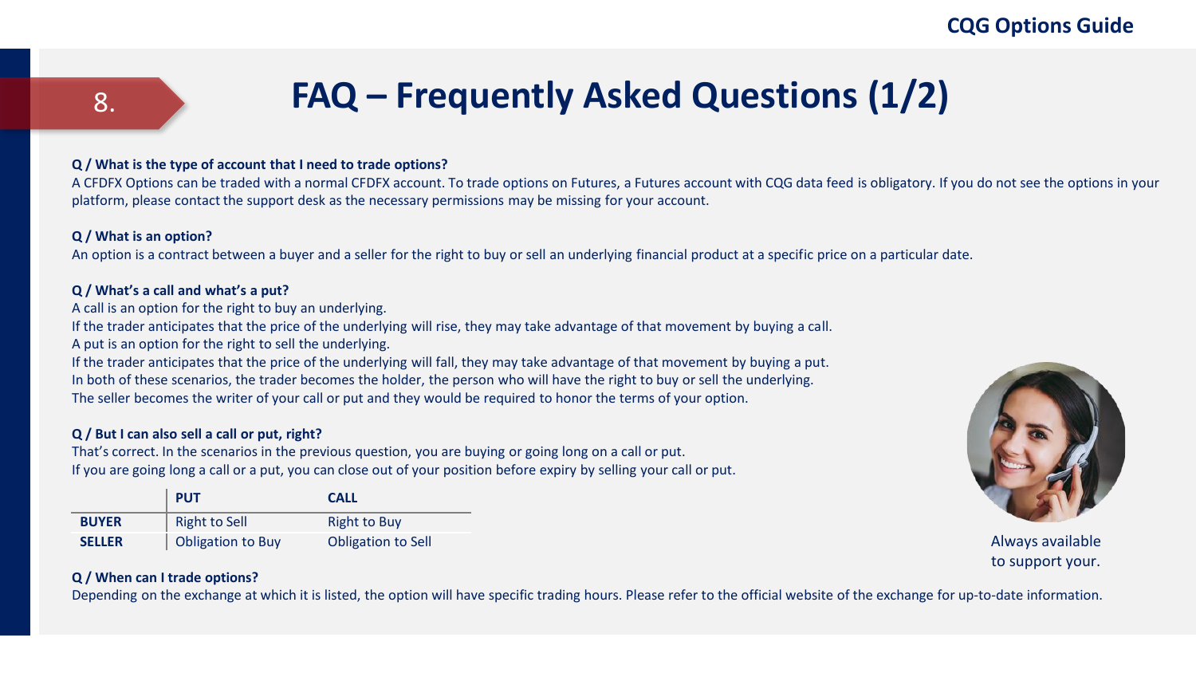# 8. FAQ – Frequently Asked Questions (1/2)

**Q / What is the type of account that I need to trade options?**

A CFDFX Options can be traded with a normal CFDFX account. To trade options on Futures, a Futures account with CQG data feed is obligatory. If you do not see the options in your platform, please contact the support desk as the necessary permissions may be missing for your account.

**Q / What is an option?**

An option is a contract between a buyer and a seller for the right to buy or sell an underlying financial product at a specific price on a particular date.

**Q / What's a call and what's a put?**

A call is an option for the right to buy an underlying.
If the trader anticipates that the price of the underlying will rise, they may take advantage of that movement by buying a call.
A put is an option for the right to sell the underlying.
If the trader anticipates that the price of the underlying will fall, they may take advantage of that movement by buying a put.
In both of these scenarios, the trader becomes the holder, the person who will have the right to buy or sell the underlying.
The seller becomes the writer of your call or put and they would be required to honor the terms of your option.

**Q / But I can also sell a call or put, right?**

That's correct. In the scenarios in the previous question, you are buying or going long on a call or put.
If you are going long a call or a put, you can close out of your position before expiry by selling your call or put.

| | PUT | CALL |
|---|---|---|
| **BUYER** | Right to Sell | Right to Buy |
| **SELLER** | Obligation to Buy | Obligation to Sell |

Always available to support your.

**Q / When can I trade options?**

Depending on the exchange at which it is listed, the option will have specific trading hours. Please refer to the official website of the exchange for up-to-date information.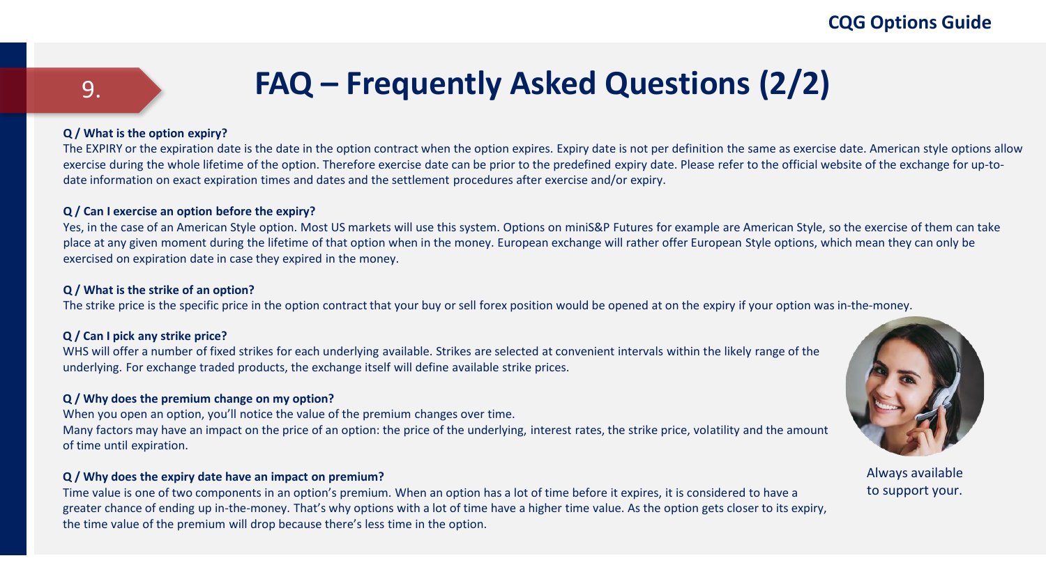# FAQ – Frequently Asked Questions (2/2)

**Q / What is the option expiry?**

The EXPIRY or the expiration date is the date in the option contract when the option expires. Expiry date is not per definition the same as exercise date. American style options allow exercise during the whole lifetime of the option. Therefore exercise date can be prior to the predefined expiry date. Please refer to the official website of the exchange for up-to-date information on exact expiration times and dates and the settlement procedures after exercise and/or expiry.

**Q / Can I exercise an option before the expiry?**

Yes, in the case of an American Style option. Most US markets will use this system. Options on miniS&P Futures for example are American Style, so the exercise of them can take place at any given moment during the lifetime of that option when in the money. European exchange will rather offer European Style options, which mean they can only be exercised on expiration date in case they expired in the money.

**Q / What is the strike of an option?**

The strike price is the specific price in the option contract that your buy or sell forex position would be opened at on the expiry if your option was in-the-money.

**Q / Can I pick any strike price?**

WHS will offer a number of fixed strikes for each underlying available. Strikes are selected at convenient intervals within the likely range of the underlying. For exchange traded products, the exchange itself will define available strike prices.

**Q / Why does the premium change on my option?**

When you open an option, you'll notice the value of the premium changes over time.
Many factors may have an impact on the price of an option: the price of the underlying, interest rates, the strike price, volatility and the amount of time until expiration.

**Q / Why does the expiry date have an impact on premium?**

Time value is one of two components in an option's premium. When an option has a lot of time before it expires, it is considered to have a greater chance of ending up in-the-money. That's why options with a lot of time have a higher time value. As the option gets closer to its expiry, the time value of the premium will drop because there's less time in the option.

Always available to support your.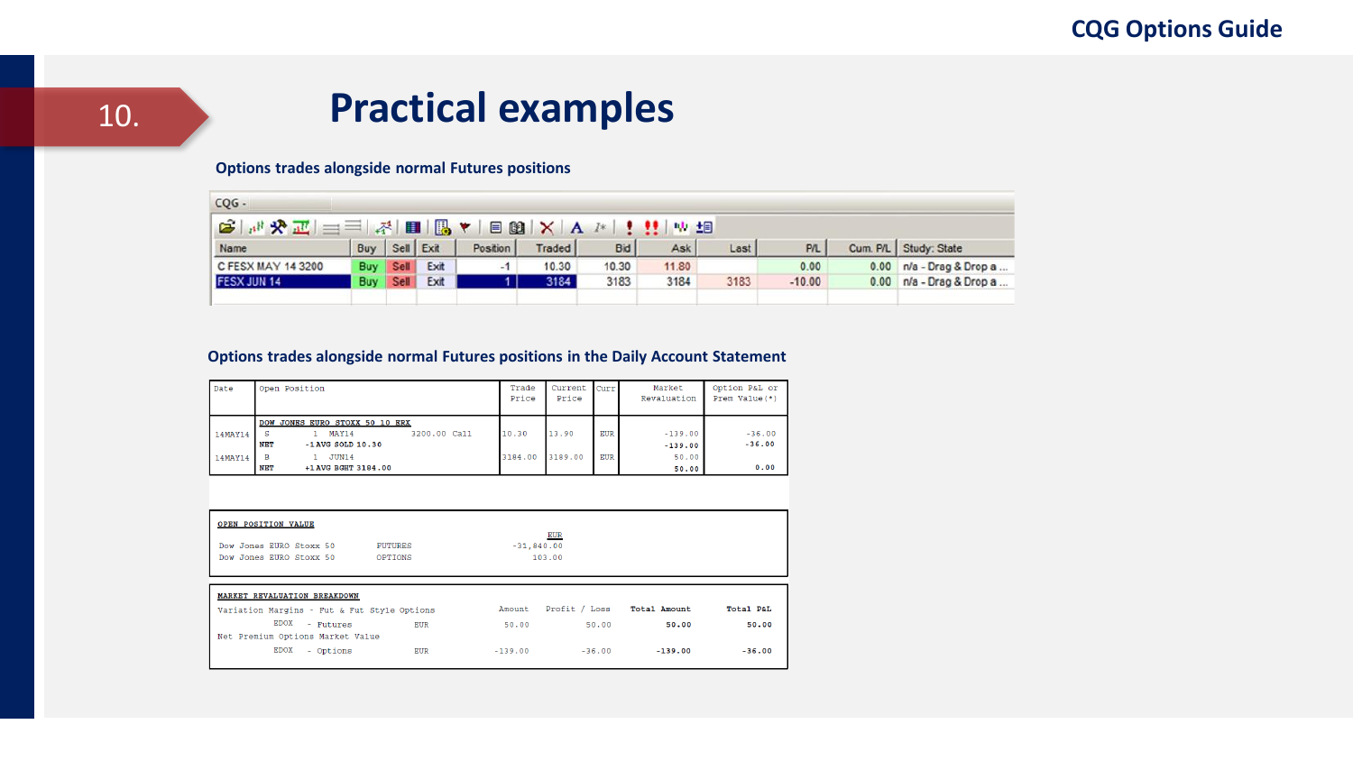# 10. Practical examples

### Options trades alongside normal Futures positions

CQG -

| Name | Buy | Sell | Exit | Position | Traded | Bid | Ask | Last | P/L | Cum. P/L | Study: State |
|---|---|---|---|---|---|---|---|---|---|---|---|
| C FESX MAY 14 3200 | Buy | Sell | Exit | -1 | 10.30 | 10.30 | 11.80 | | 0.00 | 0.00 | n/a - Drag & Drop a ... |
| FESX JUN 14 | Buy | Sell | Exit | 1 | 3184 | 3183 | 3184 | 3183 | -10.00 | 0.00 | n/a - Drag & Drop a ... |

### Options trades alongside normal Futures positions in the Daily Account Statement

| Date | Open Position | Trade Price | Current Price | Curr | Market Revaluation | Option P&L or Prem Value(*) |
|---|---|---|---|---|---|---|
| | DOW JONES EURO STOXX 50 10 EEX | | | | | |
| 14MAY14 | S 1 MAY14 3200.00 Call | 10.30 | 13.90 | EUR | -139.00 | -36.00 |
| | NET -1 AVG SOLD 10.30 | | | | -139.00 | -36.00 |
| 14MAY14 | B 1 JUN14 | 3184.00 | 3189.00 | EUR | 50.00 | |
| | NET +1 AVG BGHT 3184.00 | | | | 50.00 | 0.00 |

OPEN POSITION VALUE

| | | EUR |
|---|---|---|
| Dow Jones EURO Stoxx 50 | FUTURES | -31,840.00 |
| Dow Jones EURO Stoxx 50 | OPTIONS | 103.00 |

MARKET REVALUATION BREAKDOWN

| | | Amount | Profit / Loss | Total Amount | Total P&L |
|---|---|---|---|---|---|
| Variation Margins - Fut & Fut Style Options | | | | | |
| EDOX - Futures | EUR | 50.00 | 50.00 | 50.00 | 50.00 |
| Net Premium Options Market Value | | | | | |
| EDOX - Options | EUR | -139.00 | -36.00 | -139.00 | -36.00 |